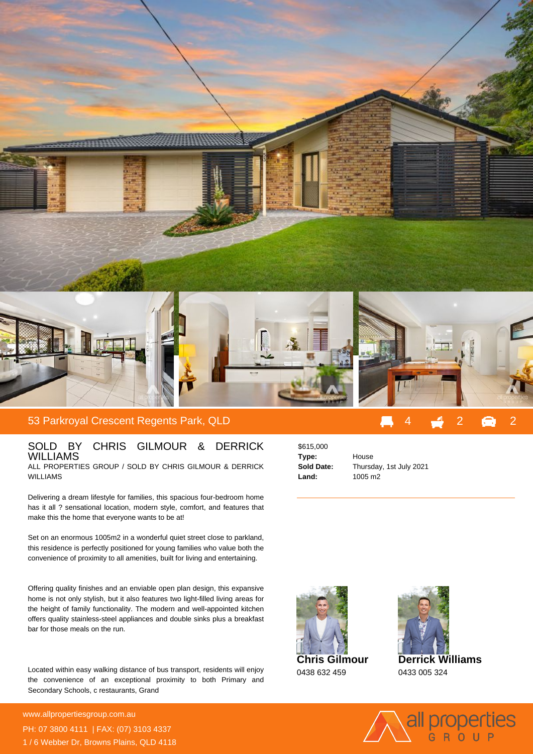# 53 Parkroyal Crescent Regents Park, QLD

4 | 2 | 2

## SOLD BY CHRIS GILMOUR & DERRICK WILLIAMS

ALL PROPERTIES GROUP / SOLD BY CHRIS GILMOUR & DERRICK WILLIAMS

Delivering a dream lifestyle for families, this spacious four-bedroom home has it all ? sensational location, modern style, comfort, and features that make this the home that everyone wants to be at!

Set on an enormous 1005m2 in a wonderful quiet street close to parkland, this residence is perfectly positioned for young families who value both the convenience of proximity to all amenities, built for living and entertaining.

Offering quality finishes and an enviable open plan design, this expansive home is not only stylish, but it also features two light-filled living areas for the height of family functionality. The modern and well-appointed kitchen offers quality stainless-steel appliances and double sinks plus a breakfast bar for those meals on the run.

Located within easy walking distance of bus transport, residents will enjoy the convenience of an exceptional proximity to both Primary and Secondary Schools, c restaurants, Grand

$615,000

| | |
|---|---|
| **Type:** | House |
| **Sold Date:** | Thursday, 1st July 2021 |
| **Land:** | 1005 m2 |

**Chris Gilmour**
0438 632 459

**Derrick Williams**
0433 005 324

www.allpropertiesgroup.com.au
PH: 07 3800 4111 | FAX: (07) 3103 4337
1 / 6 Webber Dr, Browns Plains, QLD 4118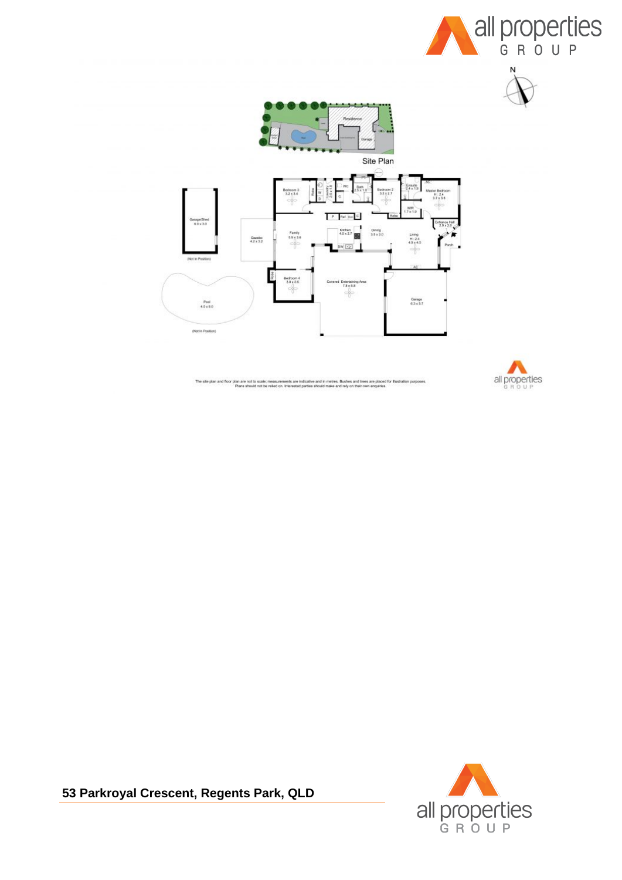Site Plan

Bedroom 3
3.2 x 3.4

Laundry
2.0 x 1.8

WC

Bath
2.5 x 1.8

Bedroom 2
3.2 x 2.7

Ensuite
2.4 x 1.9

Master Bedroom
H : 2.4
3.7 x 3.8

WIR
1.7 x 1.9

Robe

Entrance Hall
2.0 x 2.6

Porch

Garage/Shed
6.0 x 3.0

(Not In Position)

Gazebo
4.2 x 3.2

Family
5.9 x 3.6

Kitchen
4.0 x 2.7

Dining
3.5 x 3.0

Living
H : 2.4
4.9 x 4.3

Bedroom 4
3.0 x 3.6

Covered Entertaining Area
7.8 x 5.8

Garage
6.3 x 5.7

Pool
4.0 x 8.0

(Not In Position)

The site plan and floor plan are not to scale; measurements are indicative and in metres. Bushes and trees are placed for illustration purposes. Plans should not be relied on. Interested parties should make and rely on their own enquiries.

**53 Parkroyal Crescent, Regents Park, QLD**